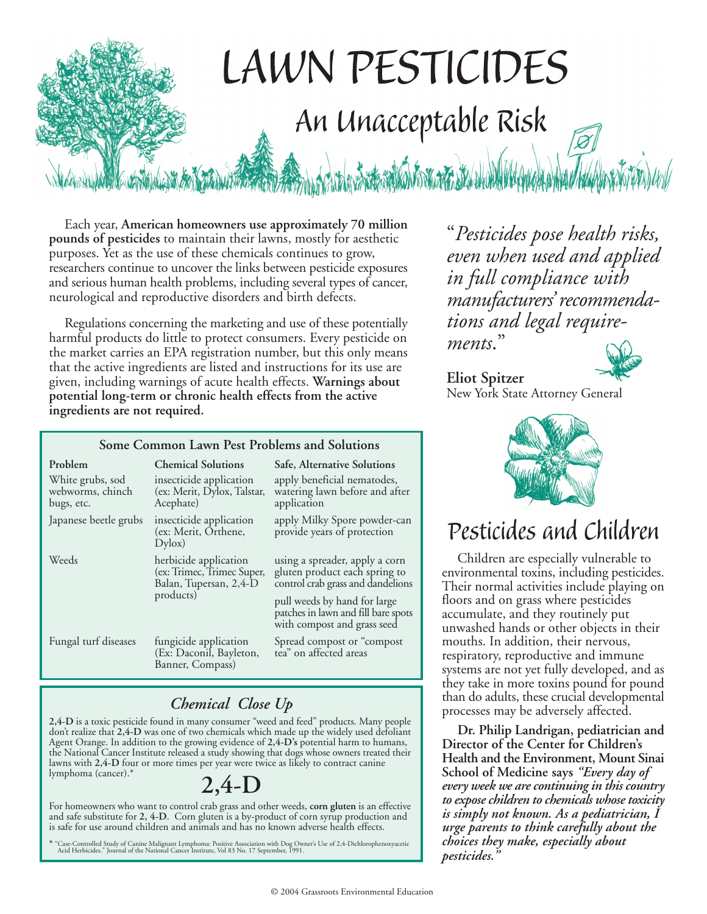# LAWN PESTICIDES

## An Unacceptable Risk

Each year, **American homeowners use approximately 70 million pounds of pesticides** to maintain their lawns, mostly for aesthetic purposes. Yet as the use of these chemicals continues to grow, researchers continue to uncover the links between pesticide exposures and serious human health problems, including several types of cancer, neurological and reproductive disorders and birth defects.

Regulations concerning the marketing and use of these potentially harmful products do little to protect consumers. Every pesticide on the market carries an EPA registration number, but this only means that the active ingredients are listed and instructions for its use are given, including warnings of acute health effects. **Warnings about potential long-term or chronic health effects from the active ingredients are not required.**

**Some Common Lawn Pest Problems and Solutions**

| Problem | Chemical Solutions | Safe, Alternative Solutions |
|---|---|---|
| White grubs, sod webworms, chinch bugs, etc. | insecticide application (ex: Merit, Dylox, Talstar, Acephate) | apply beneficial nematodes, watering lawn before and after application |
| Japanese beetle grubs | insecticide application (ex: Merit, Orthene, Dylox) | apply Milky Spore powder-can provide years of protection |
| Weeds | herbicide application (ex: Trimec, Trimec Super, Balan, Tupersan, 2,4-D products) | using a spreader, apply a corn gluten product each spring to control crab grass and dandelions<br><br>pull weeds by hand for large patches in lawn and fill bare spots with compost and grass seed |
| Fungal turf diseases | fungicide application (Ex: Daconil, Bayleton, Banner, Compass) | Spread compost or "compost tea" on affected areas |

### *Chemical Close Up*

**2,4-D** is a toxic pesticide found in many consumer "weed and feed" products. Many people don't realize that **2,4-D** was one of two chemicals which made up the widely used defoliant Agent Orange. In addition to the growing evidence of **2,4-D's** potential harm to humans, the National Cancer Institute released a study showing that dogs whose owners treated their lawns with **2,4-D** four or more times per year were twice as likely to contract canine lymphoma (cancer).*

**2,4-D**

For homeowners who want to control crab grass and other weeds, **corn gluten** is an effective and safe substitute for **2, 4-D**. Corn gluten is a by-product of corn syrup production and is safe for use around children and animals and has no known adverse health effects.

* "Case-Controlled Study of Canine Malignant Lymphoma: Positive Association with Dog Owner's Use of 2,4-Dichlorophenoxyacetic Acid Herbicides." Journal of the National Cancer Institute, Vol 83 No. 17 September, 1991.

*"Pesticides pose health risks, even when used and applied in full compliance with manufacturers' recommendations and legal requirements."*

**Eliot Spitzer**
New York State Attorney General

## Pesticides and Children

Children are especially vulnerable to environmental toxins, including pesticides. Their normal activities include playing on floors and on grass where pesticides accumulate, and they routinely put unwashed hands or other objects in their mouths. In addition, their nervous, respiratory, reproductive and immune systems are not yet fully developed, and as they take in more toxins pound for pound than do adults, these crucial developmental processes may be adversely affected.

**Dr. Philip Landrigan, pediatrician and Director of the Center for Children's Health and the Environment, Mount Sinai School of Medicine says** ***"Every day of every week we are continuing in this country to expose children to chemicals whose toxicity is simply not known. As a pediatrician, I urge parents to think carefully about the choices they make, especially about pesticides."***

© 2004 Grassroots Environmental Education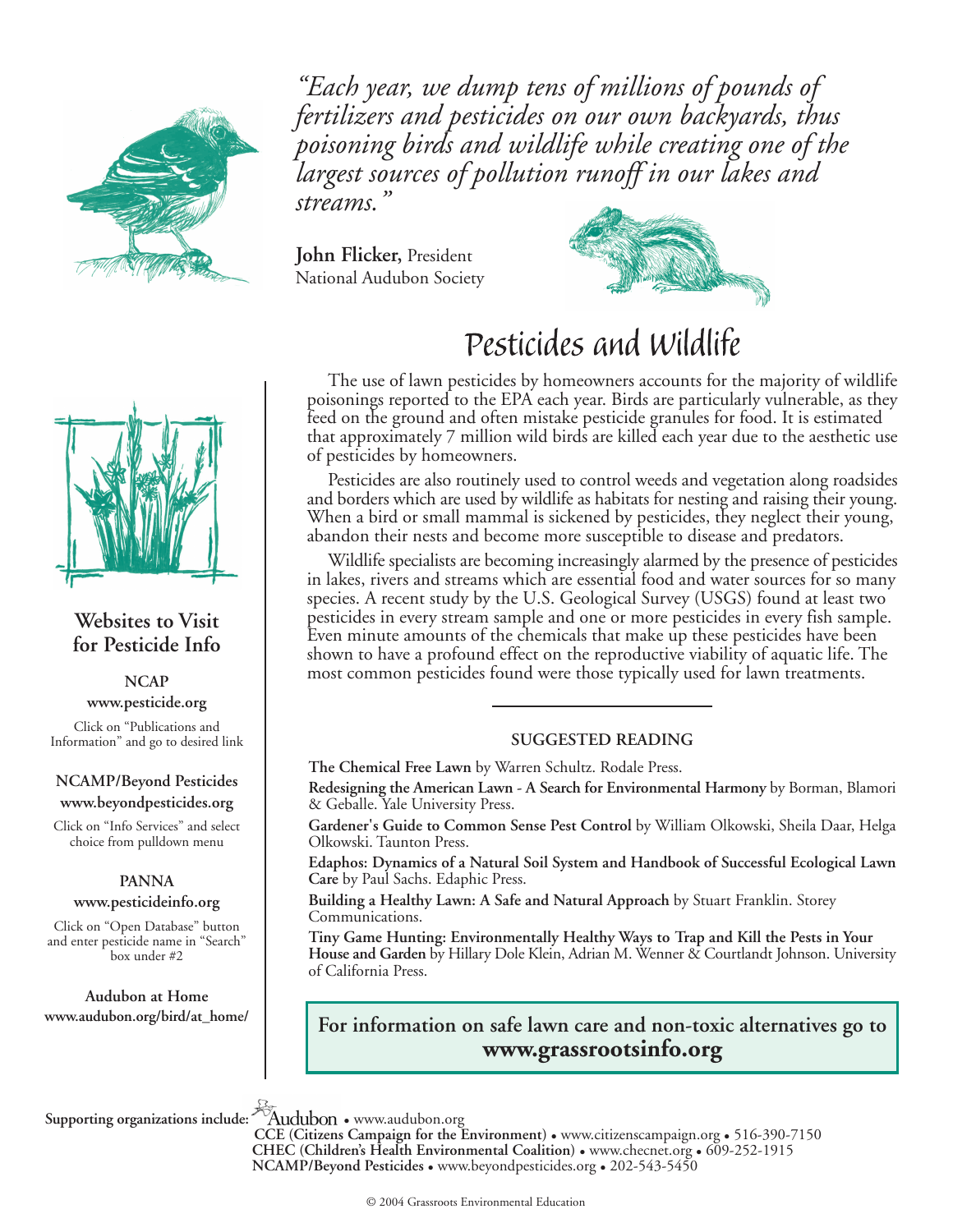*"Each year, we dump tens of millions of pounds of fertilizers and pesticides on our own backyards, thus poisoning birds and wildlife while creating one of the largest sources of pollution runoff in our lakes and streams."*

**John Flicker,** President
National Audubon Society

# Pesticides and Wildlife

The use of lawn pesticides by homeowners accounts for the majority of wildlife poisonings reported to the EPA each year. Birds are particularly vulnerable, as they feed on the ground and often mistake pesticide granules for food. It is estimated that approximately 7 million wild birds are killed each year due to the aesthetic use of pesticides by homeowners.

Pesticides are also routinely used to control weeds and vegetation along roadsides and borders which are used by wildlife as habitats for nesting and raising their young. When a bird or small mammal is sickened by pesticides, they neglect their young, abandon their nests and become more susceptible to disease and predators.

Wildlife specialists are becoming increasingly alarmed by the presence of pesticides in lakes, rivers and streams which are essential food and water sources for so many species. A recent study by the U.S. Geological Survey (USGS) found at least two pesticides in every stream sample and one or more pesticides in every fish sample. Even minute amounts of the chemicals that make up these pesticides have been shown to have a profound effect on the reproductive viability of aquatic life. The most common pesticides found were those typically used for lawn treatments.

## SUGGESTED READING

**The Chemical Free Lawn** by Warren Schultz. Rodale Press.

**Redesigning the American Lawn - A Search for Environmental Harmony** by Borman, Blamori & Geballe. Yale University Press.

**Gardener's Guide to Common Sense Pest Control** by William Olkowski, Sheila Daar, Helga Olkowski. Taunton Press.

**Edaphos: Dynamics of a Natural Soil System and Handbook of Successful Ecological Lawn Care** by Paul Sachs. Edaphic Press.

**Building a Healthy Lawn: A Safe and Natural Approach** by Stuart Franklin. Storey Communications.

**Tiny Game Hunting: Environmentally Healthy Ways to Trap and Kill the Pests in Your House and Garden** by Hillary Dole Klein, Adrian M. Wenner & Courtlandt Johnson. University of California Press.

**For information on safe lawn care and non-toxic alternatives go to www.grassrootsinfo.org**

## Websites to Visit for Pesticide Info

**NCAP**
**www.pesticide.org**
Click on "Publications and Information" and go to desired link

**NCAMP/Beyond Pesticides**
**www.beyondpesticides.org**
Click on "Info Services" and select choice from pulldown menu

**PANNA**
**www.pesticideinfo.org**
Click on "Open Database" button and enter pesticide name in "Search" box under #2

**Audubon at Home**
**www.audubon.org/bird/at_home/**

**Supporting organizations include:** Audubon • www.audubon.org
**CCE (Citizens Campaign for the Environment)** • www.citizenscampaign.org • 516-390-7150
**CHEC (Children's Health Environmental Coalition)** • www.checnet.org • 609-252-1915
**NCAMP/Beyond Pesticides** • www.beyondpesticides.org • 202-543-5450

© 2004 Grassroots Environmental Education